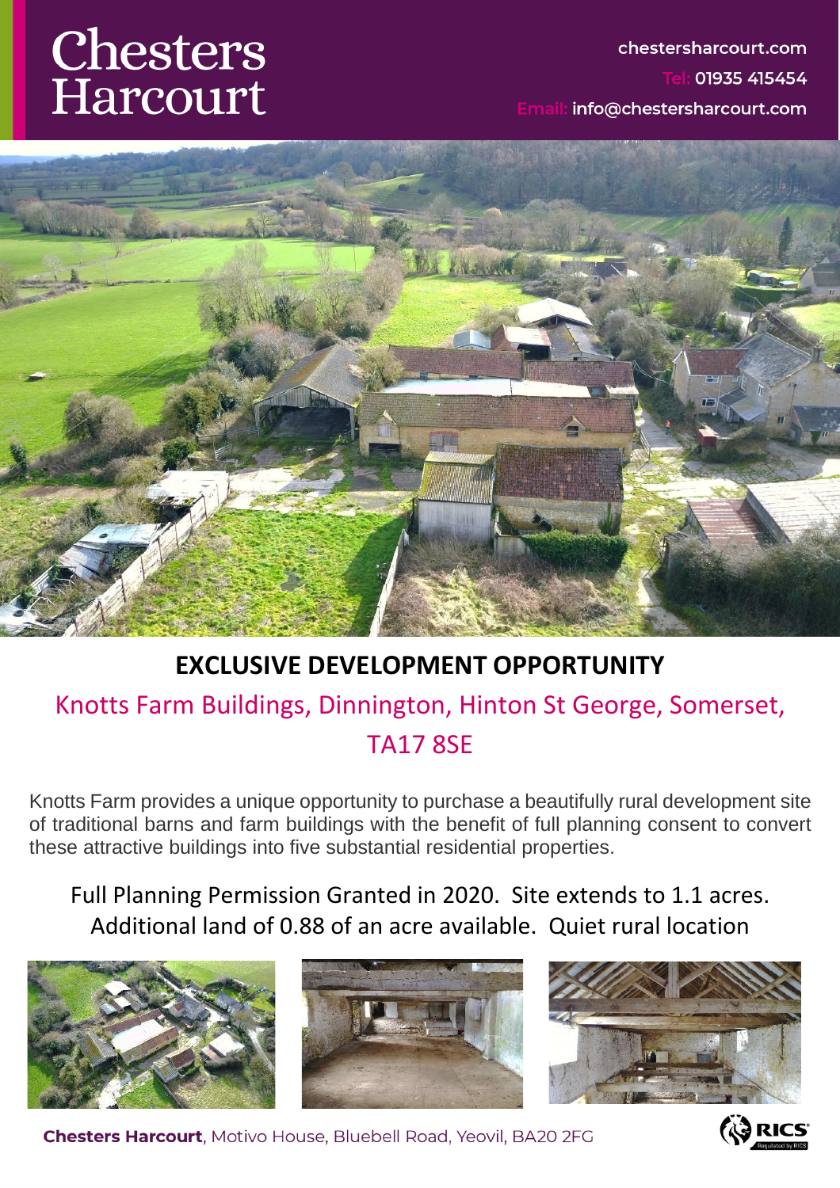# Chesters Harcourt

chestersharcourt.com

Tel: 01935 415454

Email: info@chestersharcourt.com

## EXCLUSIVE DEVELOPMENT OPPORTUNITY

### Knotts Farm Buildings, Dinnington, Hinton St George, Somerset, TA17 8SE

Knotts Farm provides a unique opportunity to purchase a beautifully rural development site of traditional barns and farm buildings with the benefit of full planning consent to convert these attractive buildings into five substantial residential properties.

Full Planning Permission Granted in 2020. Site extends to 1.1 acres. Additional land of 0.88 of an acre available. Quiet rural location

**Chesters Harcourt**, Motivo House, Bluebell Road, Yeovil, BA20 2FG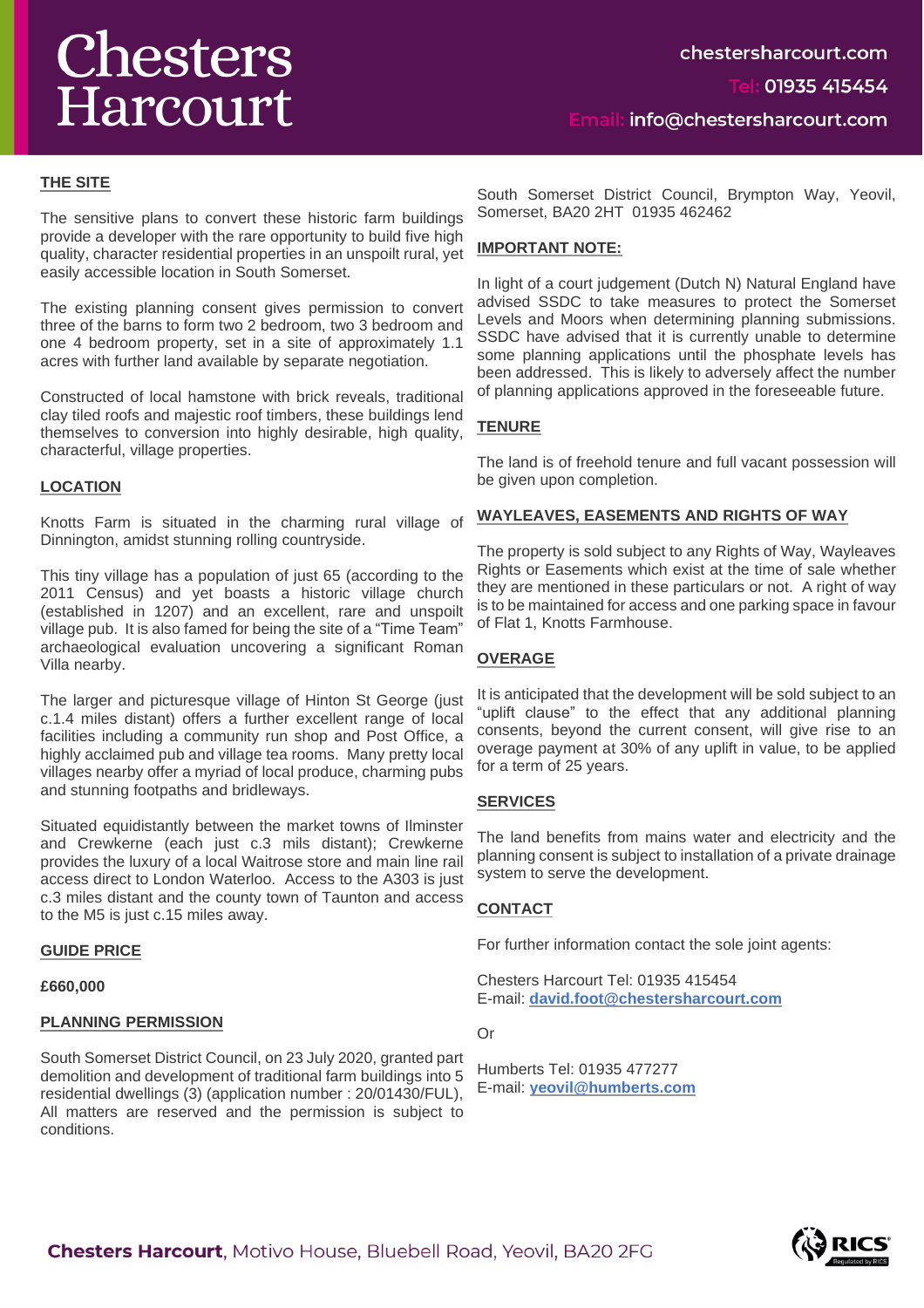## THE SITE

The sensitive plans to convert these historic farm buildings provide a developer with the rare opportunity to build five high quality, character residential properties in an unspoilt rural, yet easily accessible location in South Somerset.

The existing planning consent gives permission to convert three of the barns to form two 2 bedroom, two 3 bedroom and one 4 bedroom property, set in a site of approximately 1.1 acres with further land available by separate negotiation.

Constructed of local hamstone with brick reveals, traditional clay tiled roofs and majestic roof timbers, these buildings lend themselves to conversion into highly desirable, high quality, characterful, village properties.

## LOCATION

Knotts Farm is situated in the charming rural village of Dinnington, amidst stunning rolling countryside.

This tiny village has a population of just 65 (according to the 2011 Census) and yet boasts a historic village church (established in 1207) and an excellent, rare and unspoilt village pub. It is also famed for being the site of a "Time Team" archaeological evaluation uncovering a significant Roman Villa nearby.

The larger and picturesque village of Hinton St George (just c.1.4 miles distant) offers a further excellent range of local facilities including a community run shop and Post Office, a highly acclaimed pub and village tea rooms. Many pretty local villages nearby offer a myriad of local produce, charming pubs and stunning footpaths and bridleways.

Situated equidistantly between the market towns of Ilminster and Crewkerne (each just c.3 mils distant); Crewkerne provides the luxury of a local Waitrose store and main line rail access direct to London Waterloo. Access to the A303 is just c.3 miles distant and the county town of Taunton and access to the M5 is just c.15 miles away.

## GUIDE PRICE

**£660,000**

## PLANNING PERMISSION

South Somerset District Council, on 23 July 2020, granted part demolition and development of traditional farm buildings into 5 residential dwellings (3) (application number : 20/01430/FUL), All matters are reserved and the permission is subject to conditions.

South Somerset District Council, Brympton Way, Yeovil, Somerset, BA20 2HT 01935 462462

## IMPORTANT NOTE:

In light of a court judgement (Dutch N) Natural England have advised SSDC to take measures to protect the Somerset Levels and Moors when determining planning submissions. SSDC have advised that it is currently unable to determine some planning applications until the phosphate levels has been addressed. This is likely to adversely affect the number of planning applications approved in the foreseeable future.

## TENURE

The land is of freehold tenure and full vacant possession will be given upon completion.

## WAYLEAVES, EASEMENTS AND RIGHTS OF WAY

The property is sold subject to any Rights of Way, Wayleaves Rights or Easements which exist at the time of sale whether they are mentioned in these particulars or not. A right of way is to be maintained for access and one parking space in favour of Flat 1, Knotts Farmhouse.

## OVERAGE

It is anticipated that the development will be sold subject to an "uplift clause" to the effect that any additional planning consents, beyond the current consent, will give rise to an overage payment at 30% of any uplift in value, to be applied for a term of 25 years.

## SERVICES

The land benefits from mains water and electricity and the planning consent is subject to installation of a private drainage system to serve the development.

## CONTACT

For further information contact the sole joint agents:

Chesters Harcourt Tel: 01935 415454
E-mail: **david.foot@chestersharcourt.com**

Or

Humberts Tel: 01935 477277
E-mail: **yeovil@humberts.com**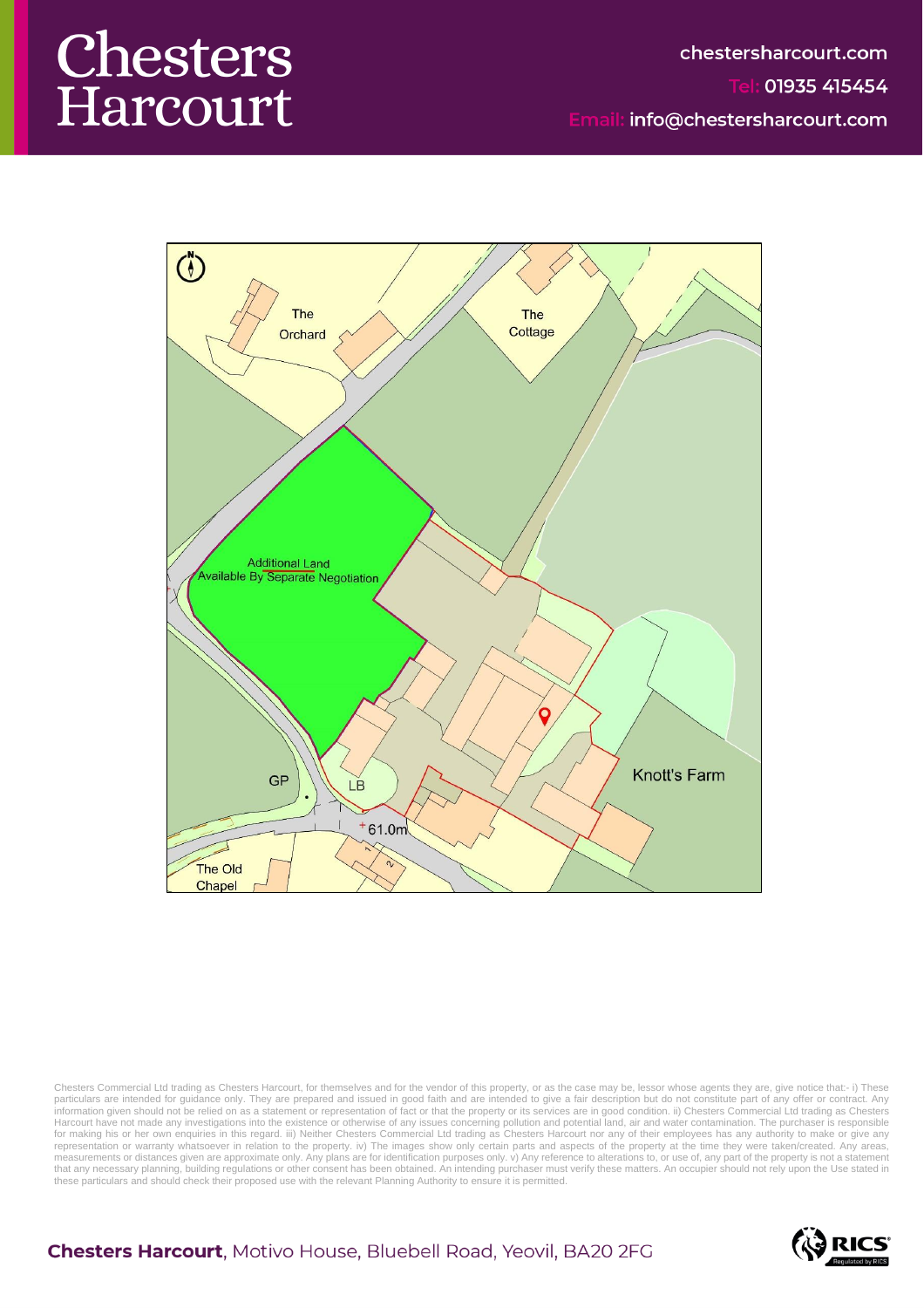# Chesters Harcourt

chestersharcourt.com

Tel: 01935 415454

Email: info@chestersharcourt.com

The Orchard

The Cottage

Additional Land
Available By Separate Negotiation

GP

LB

61.0m

Knott's Farm

The Old
Chapel

Chesters Commercial Ltd trading as Chesters Harcourt, for themselves and for the vendor of this property, or as the case may be, lessor whose agents they are, give notice that:- i) These particulars are intended for guidance only. They are prepared and issued in good faith and are intended to give a fair description but do not constitute part of any offer or contract. Any information given should not be relied on as a statement or representation of fact or that the property or its services are in good condition. ii) Chesters Commercial Ltd trading as Chesters Harcourt have not made any investigations into the existence or otherwise of any issues concerning pollution and potential land, air and water contamination. The purchaser is responsible for making his or her own enquiries in this regard. iii) Neither Chesters Commercial Ltd trading as Chesters Harcourt nor any of their employees has any authority to make or give any representation or warranty whatsoever in relation to the property. iv) The images show only certain parts and aspects of the property at the time they were taken/created. Any areas, measurements or distances given are approximate only. Any plans are for identification purposes only. v) Any reference to alterations to, or use of, any part of the property is not a statement that any necessary planning, building regulations or other consent has been obtained. An intending purchaser must verify these matters. An occupier should not rely upon the Use stated in these particulars and should check their proposed use with the relevant Planning Authority to ensure it is permitted.

**Chesters Harcourt**, Motivo House, Bluebell Road, Yeovil, BA20 2FG